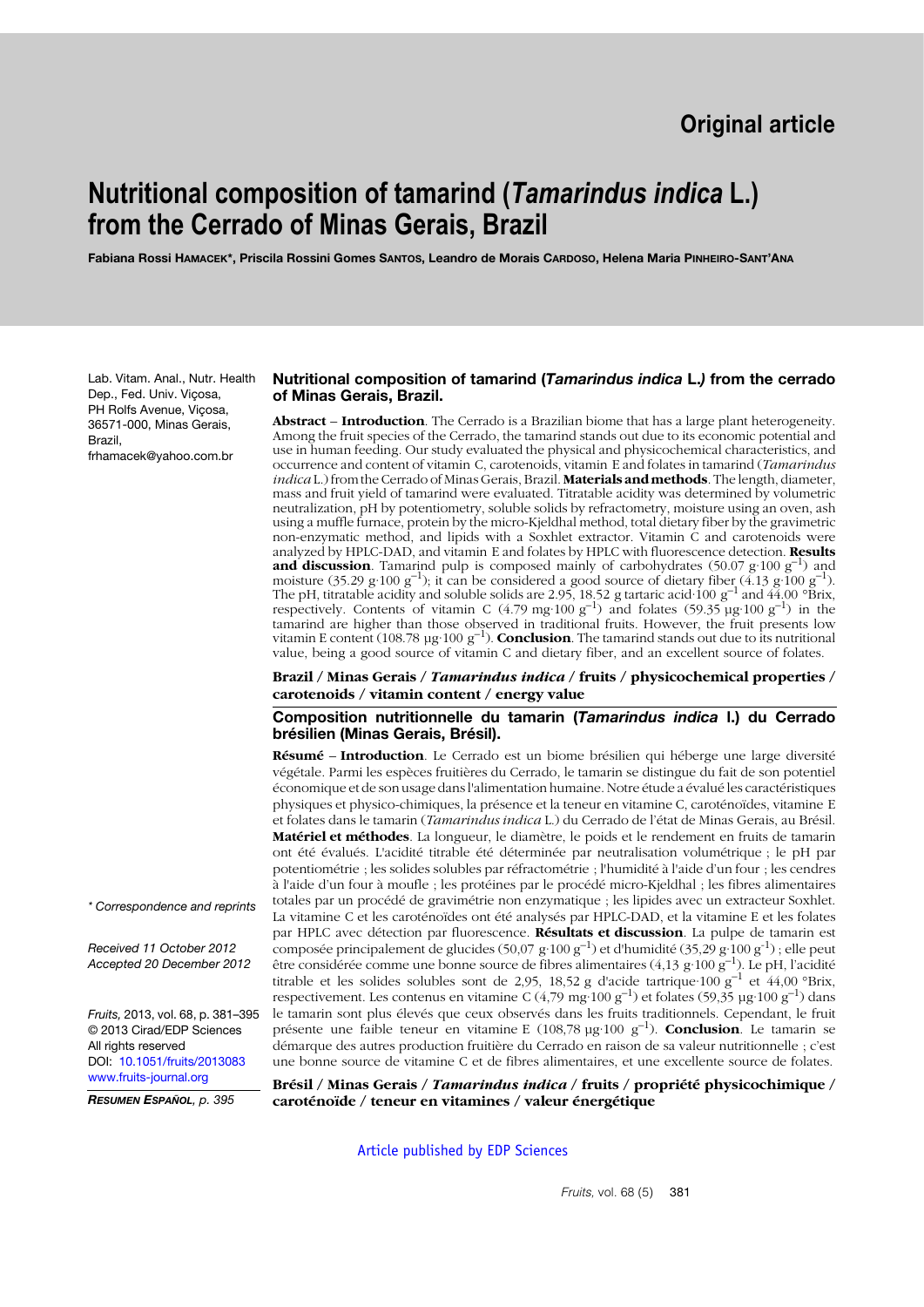Original article

# Nutritional composition of tamarind (*Tamarindus indica* L.) from the Cerrado of Minas Gerais, Brazil

**Fabiana Rossi Hamacek\*, Priscila Rossini Gomes Santos, Leandro de Morais Cardoso, Helena Maria Pinheiro-Sant'Ana**

Lab. Vitam. Anal., Nutr. Health Dep., Fed. Univ. Viçosa, PH Rolfs Avenue, Viçosa, 36571-000, Minas Gerais, Brazil, frhamacek@yahoo.com.br

\* Correspondence and reprints

Received 11 October 2012
Accepted 20 December 2012

Fruits, 2013, vol. 68, p. 381–395
© 2013 Cirad/EDP Sciences
All rights reserved
DOI: 10.1051/fruits/2013083
www.fruits-journal.org

*Resumen Español, p. 395*

## Nutritional composition of tamarind (*Tamarindus indica* L.*)* from the cerrado of Minas Gerais, Brazil.

**Abstract** – **Introduction**. The Cerrado is a Brazilian biome that has a large plant heterogeneity. Among the fruit species of the Cerrado, the tamarind stands out due to its economic potential and use in human feeding. Our study evaluated the physical and physicochemical characteristics, and occurrence and content of vitamin C, carotenoids, vitamin E and folates in tamarind (*Tamarindus indica* L.) from the Cerrado of Minas Gerais, Brazil. **Materials and methods**. The length, diameter, mass and fruit yield of tamarind were evaluated. Titratable acidity was determined by volumetric neutralization, pH by potentiometry, soluble solids by refractometry, moisture using an oven, ash using a muffle furnace, protein by the micro-Kjeldhal method, total dietary fiber by the gravimetric non-enzymatic method, and lipids with a Soxhlet extractor. Vitamin C and carotenoids were analyzed by HPLC-DAD, and vitamin E and folates by HPLC with fluorescence detection. **Results and discussion**. Tamarind pulp is composed mainly of carbohydrates (50.07 g·100 $g^{-1}$) and moisture (35.29 g·100 $g^{-1}$); it can be considered a good source of dietary fiber (4.13 g·100 $g^{-1}$). The pH, titratable acidity and soluble solids are 2.95, 18.52 g tartaric acid·100 $g^{-1}$ and 44.00 °Brix, respectively. Contents of vitamin C (4.79 mg·100 $g^{-1}$) and folates (59.35 µg·100 $g^{-1}$) in the tamarind are higher than those observed in traditional fruits. However, the fruit presents low vitamin E content (108.78 µg·100 $g^{-1}$). **Conclusion**. The tamarind stands out due to its nutritional value, being a good source of vitamin C and dietary fiber, and an excellent source of folates.

**Brazil / Minas Gerais / *Tamarindus indica* / fruits / physicochemical properties / carotenoids / vitamin content / energy value**

## Composition nutritionnelle du tamarin (*Tamarindus indica* l.) du Cerrado brésilien (Minas Gerais, Brésil).

**Résumé** – **Introduction**. Le Cerrado est un biome brésilien qui héberge une large diversité végétale. Parmi les espèces fruitières du Cerrado, le tamarin se distingue du fait de son potentiel économique et de son usage dans l'alimentation humaine. Notre étude a évalué les caractéristiques physiques et physico-chimiques, la présence et la teneur en vitamine C, caroténoïdes, vitamine E et folates dans le tamarin (*Tamarindus indica* L.) du Cerrado de l'état de Minas Gerais, au Brésil. **Matériel et méthodes**. La longueur, le diamètre, le poids et le rendement en fruits de tamarin ont été évalués. L'acidité titrable été déterminée par neutralisation volumétrique ; le pH par potentiométrie ; les solides solubles par réfractométrie ; l'humidité à l'aide d'un four ; les cendres à l'aide d'un four à moufle ; les protéines par le procédé micro-Kjeldhal ; les fibres alimentaires totales par un procédé de gravimétrie non enzymatique ; les lipides avec un extracteur Soxhlet. La vitamine C et les caroténoïdes ont été analysés par HPLC-DAD, et la vitamine E et les folates par HPLC avec détection par fluorescence. **Résultats et discussion**. La pulpe de tamarin est composée principalement de glucides (50,07 g·100 $g^{-1}$) et d'humidité (35,29 g·100 $g^{-1}$) ; elle peut être considérée comme une bonne source de fibres alimentaires (4,13 g·100 $g^{-1}$). Le pH, l'acidité titrable et les solides solubles sont de 2,95, 18,52 g d'acide tartrique·100 $g^{-1}$ et 44,00 °Brix, respectivement. Les contenus en vitamine C (4,79 mg·100 $g^{-1}$) et folates (59,35 µg·100 $g^{-1}$) dans le tamarin sont plus élevés que ceux observés dans les fruits traditionnels. Cependant, le fruit présente une faible teneur en vitamine E (108,78 µg·100 $g^{-1}$). **Conclusion**. Le tamarin se démarque des autres production fruitière du Cerrado en raison de sa valeur nutritionnelle ; c'est une bonne source de vitamine C et de fibres alimentaires, et une excellente source de folates.

**Brésil / Minas Gerais / *Tamarindus indica* / fruits / propriété physicochimique / caroténoïde / teneur en vitamines / valeur énergétique**

Article published by EDP Sciences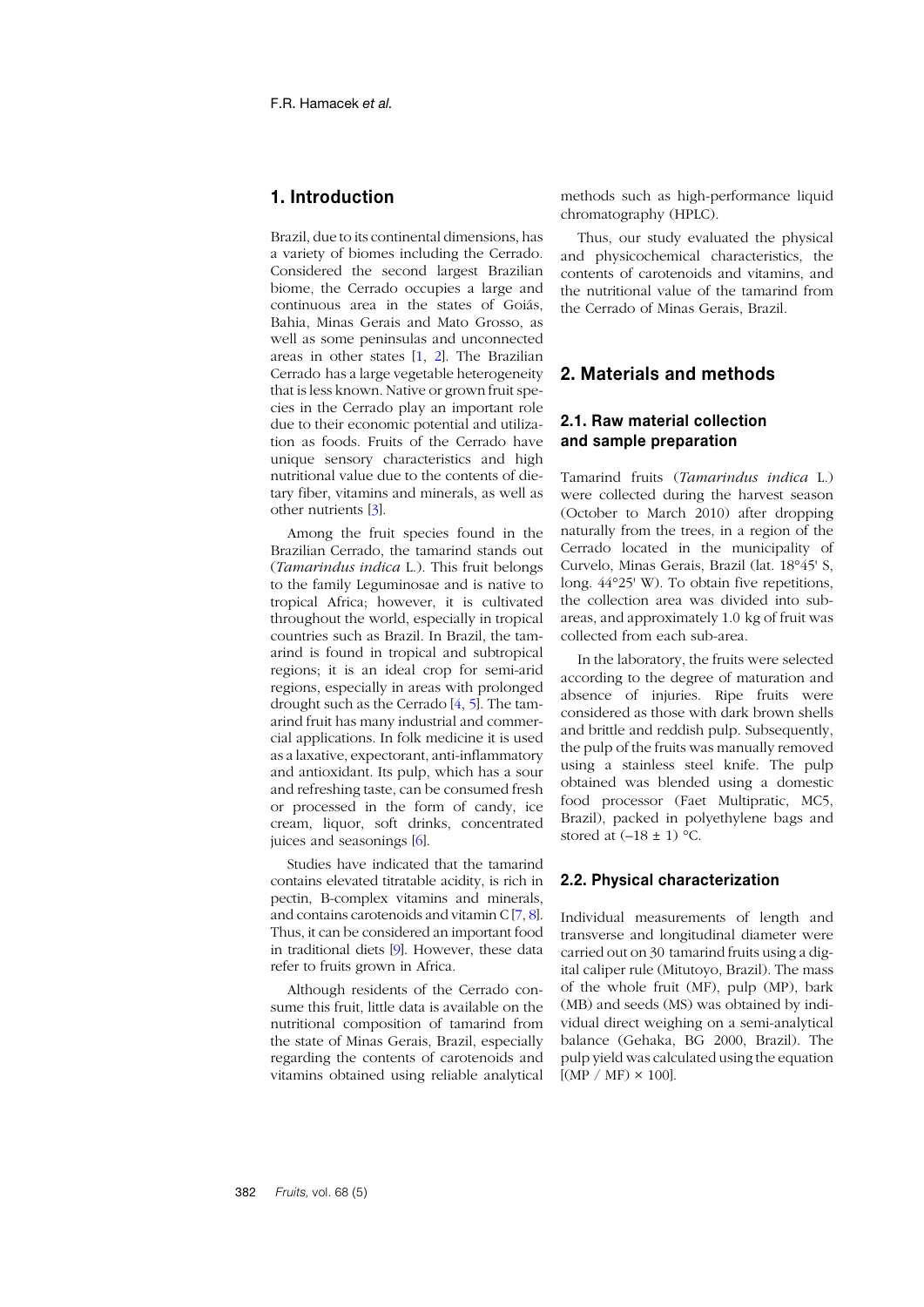## 1. Introduction

Brazil, due to its continental dimensions, has a variety of biomes including the Cerrado. Considered the second largest Brazilian biome, the Cerrado occupies a large and continuous area in the states of Goiás, Bahia, Minas Gerais and Mato Grosso, as well as some peninsulas and unconnected areas in other states [1, 2]. The Brazilian Cerrado has a large vegetable heterogeneity that is less known. Native or grown fruit species in the Cerrado play an important role due to their economic potential and utilization as foods. Fruits of the Cerrado have unique sensory characteristics and high nutritional value due to the contents of dietary fiber, vitamins and minerals, as well as other nutrients [3].

Among the fruit species found in the Brazilian Cerrado, the tamarind stands out (*Tamarindus indica* L.). This fruit belongs to the family Leguminosae and is native to tropical Africa; however, it is cultivated throughout the world, especially in tropical countries such as Brazil. In Brazil, the tamarind is found in tropical and subtropical regions; it is an ideal crop for semi-arid regions, especially in areas with prolonged drought such as the Cerrado [4, 5]. The tamarind fruit has many industrial and commercial applications. In folk medicine it is used as a laxative, expectorant, anti-inflammatory and antioxidant. Its pulp, which has a sour and refreshing taste, can be consumed fresh or processed in the form of candy, ice cream, liquor, soft drinks, concentrated juices and seasonings [6].

Studies have indicated that the tamarind contains elevated titratable acidity, is rich in pectin, B-complex vitamins and minerals, and contains carotenoids and vitamin C [7, 8]. Thus, it can be considered an important food in traditional diets [9]. However, these data refer to fruits grown in Africa.

Although residents of the Cerrado consume this fruit, little data is available on the nutritional composition of tamarind from the state of Minas Gerais, Brazil, especially regarding the contents of carotenoids and vitamins obtained using reliable analytical methods such as high-performance liquid chromatography (HPLC).

Thus, our study evaluated the physical and physicochemical characteristics, the contents of carotenoids and vitamins, and the nutritional value of the tamarind from the Cerrado of Minas Gerais, Brazil.

## 2. Materials and methods

### 2.1. Raw material collection and sample preparation

Tamarind fruits (*Tamarindus indica* L.) were collected during the harvest season (October to March 2010) after dropping naturally from the trees, in a region of the Cerrado located in the municipality of Curvelo, Minas Gerais, Brazil (lat. 18°45' S, long. 44°25' W). To obtain five repetitions, the collection area was divided into sub-areas, and approximately 1.0 kg of fruit was collected from each sub-area.

In the laboratory, the fruits were selected according to the degree of maturation and absence of injuries. Ripe fruits were considered as those with dark brown shells and brittle and reddish pulp. Subsequently, the pulp of the fruits was manually removed using a stainless steel knife. The pulp obtained was blended using a domestic food processor (Faet Multipratic, MC5, Brazil), packed in polyethylene bags and stored at (–18 ± 1) °C.

### 2.2. Physical characterization

Individual measurements of length and transverse and longitudinal diameter were carried out on 30 tamarind fruits using a digital caliper rule (Mitutoyo, Brazil). The mass of the whole fruit (MF), pulp (MP), bark (MB) and seeds (MS) was obtained by individual direct weighing on a semi-analytical balance (Gehaka, BG 2000, Brazil). The pulp yield was calculated using the equation [(MP / MF) × 100].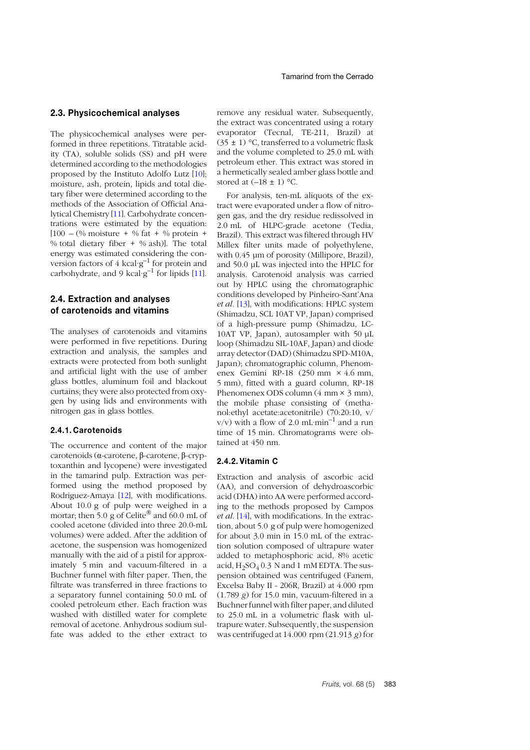## 2.3. Physicochemical analyses

The physicochemical analyses were performed in three repetitions. Titratable acidity (TA), soluble solids (SS) and pH were determined according to the methodologies proposed by the Instituto Adolfo Lutz [10]; moisture, ash, protein, lipids and total dietary fiber were determined according to the methods of the Association of Official Analytical Chemistry [11]. Carbohydrate concentrations were estimated by the equation: [100 – (% moisture + % fat + % protein + % total dietary fiber + % ash)]. The total energy was estimated considering the conversion factors of 4 $kcal \cdot g^{-1}$ for protein and carbohydrate, and 9 $kcal \cdot g^{-1}$ for lipids [11].

## 2.4. Extraction and analyses of carotenoids and vitamins

The analyses of carotenoids and vitamins were performed in five repetitions. During extraction and analysis, the samples and extracts were protected from both sunlight and artificial light with the use of amber glass bottles, aluminum foil and blackout curtains; they were also protected from oxygen by using lids and environments with nitrogen gas in glass bottles.

### 2.4.1. Carotenoids

The occurrence and content of the major carotenoids (α-carotene, β-carotene, β-cryptoxanthin and lycopene) were investigated in the tamarind pulp. Extraction was performed using the method proposed by Rodriguez-Amaya [12], with modifications. About 10.0 g of pulp were weighed in a mortar; then 5.0 g of Celite® and 60.0 mL of cooled acetone (divided into three 20.0-mL volumes) were added. After the addition of acetone, the suspension was homogenized manually with the aid of a pistil for approximately 5 min and vacuum-filtered in a Buchner funnel with filter paper. Then, the filtrate was transferred in three fractions to a separatory funnel containing 50.0 mL of cooled petroleum ether. Each fraction was washed with distilled water for complete removal of acetone. Anhydrous sodium sulfate was added to the ether extract to remove any residual water. Subsequently, the extract was concentrated using a rotary evaporator (Tecnal, TE-211, Brazil) at (35 ± 1) °C, transferred to a volumetric flask and the volume completed to 25.0 mL with petroleum ether. This extract was stored in a hermetically sealed amber glass bottle and stored at (–18 ± 1) °C.

For analysis, ten-mL aliquots of the extract were evaporated under a flow of nitrogen gas, and the dry residue redissolved in 2.0 mL of HLPC-grade acetone (Tedia, Brazil). This extract was filtered through HV Millex filter units made of polyethylene, with 0.45 µm of porosity (Millipore, Brazil), and 50.0 µL was injected into the HPLC for analysis. Carotenoid analysis was carried out by HPLC using the chromatographic conditions developed by Pinheiro-Sant'Ana *et al.* [13], with modifications: HPLC system (Shimadzu, SCL 10AT VP, Japan) comprised of a high-pressure pump (Shimadzu, LC-10AT VP, Japan), autosampler with 50 µL loop (Shimadzu SIL-10AF, Japan) and diode array detector (DAD) (Shimadzu SPD-M10A, Japan); chromatographic column, Phenomenex Gemini RP-18 (250 mm × 4.6 mm, 5 mm), fitted with a guard column, RP-18 Phenomenex ODS column (4 mm × 3 mm), the mobile phase consisting of (methanol:ethyl acetate:acetonitrile) (70:20:10, v/v/v) with a flow of 2.0 $mL \cdot min^{-1}$ and a run time of 15 min. Chromatograms were obtained at 450 nm.

### 2.4.2. Vitamin C

Extraction and analysis of ascorbic acid (AA), and conversion of dehydroascorbic acid (DHA) into AA were performed according to the methods proposed by Campos *et al.* [14], with modifications. In the extraction, about 5.0 g of pulp were homogenized for about 3.0 min in 15.0 mL of the extraction solution composed of ultrapure water added to metaphosphoric acid, 8% acetic acid, $H_2SO_4$ 0.3 N and 1 mM EDTA. The suspension obtained was centrifuged (Fanem, Excelsa Baby II - 206R, Brazil) at 4.000 rpm (1.789 *g*) for 15.0 min, vacuum-filtered in a Buchner funnel with filter paper, and diluted to 25.0 mL in a volumetric flask with ultrapure water. Subsequently, the suspension was centrifuged at 14.000 rpm (21.913 *g*) for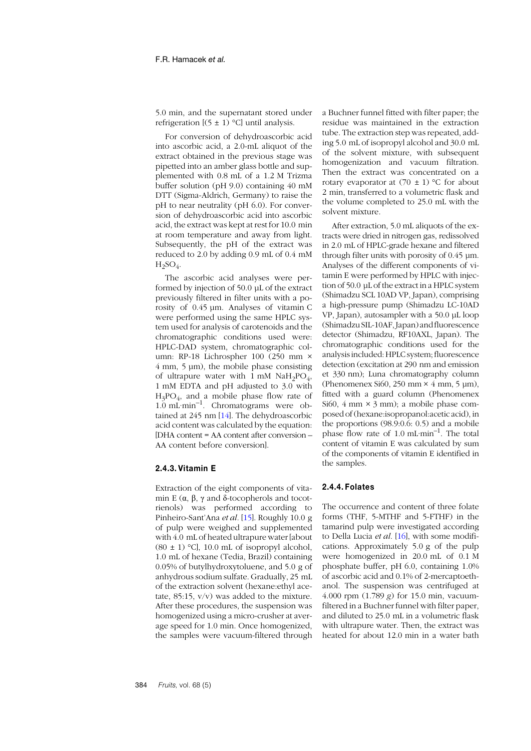5.0 min, and the supernatant stored under refrigeration [(5 ± 1) °C] until analysis.

For conversion of dehydroascorbic acid into ascorbic acid, a 2.0-mL aliquot of the extract obtained in the previous stage was pipetted into an amber glass bottle and supplemented with 0.8 mL of a 1.2 M Trizma buffer solution (pH 9.0) containing 40 mM DTT (Sigma-Aldrich, Germany) to raise the pH to near neutrality (pH 6.0). For conversion of dehydroascorbic acid into ascorbic acid, the extract was kept at rest for 10.0 min at room temperature and away from light. Subsequently, the pH of the extract was reduced to 2.0 by adding 0.9 mL of 0.4 mM $H_2SO_4$.

The ascorbic acid analyses were performed by injection of 50.0 µL of the extract previously filtered in filter units with a porosity of 0.45 µm. Analyses of vitamin C were performed using the same HPLC system used for analysis of carotenoids and the chromatographic conditions used were: HPLC-DAD system, chromatographic column: RP-18 Lichrospher 100 (250 mm × 4 mm, 5 µm), the mobile phase consisting of ultrapure water with 1 mM $NaH_2PO_4$, 1 mM EDTA and pH adjusted to 3.0 with $H_3PO_4$, and a mobile phase flow rate of 1.0 $mL \cdot min^{-1}$. Chromatograms were obtained at 245 nm [14]. The dehydroascorbic acid content was calculated by the equation: [DHA content = AA content after conversion – AA content before conversion].

### 2.4.3. Vitamin E

Extraction of the eight components of vitamin E (α, β, γ and δ-tocopherols and tocotrienols) was performed according to Pinheiro-Sant'Ana *et al.* [15]. Roughly 10.0 g of pulp were weighed and supplemented with 4.0 mL of heated ultrapure water [about (80 ± 1) °C], 10.0 mL of isopropyl alcohol, 1.0 mL of hexane (Tedia, Brazil) containing 0.05% of butylhydroxytoluene, and 5.0 g of anhydrous sodium sulfate. Gradually, 25 mL of the extraction solvent (hexane:ethyl acetate, 85:15, v/v) was added to the mixture. After these procedures, the suspension was homogenized using a micro-crusher at average speed for 1.0 min. Once homogenized, the samples were vacuum-filtered through a Buchner funnel fitted with filter paper; the residue was maintained in the extraction tube. The extraction step was repeated, adding 5.0 mL of isopropyl alcohol and 30.0 mL of the solvent mixture, with subsequent homogenization and vacuum filtration. Then the extract was concentrated on a rotary evaporator at (70 ± 1) °C for about 2 min, transferred to a volumetric flask and the volume completed to 25.0 mL with the solvent mixture.

After extraction, 5.0 mL aliquots of the extracts were dried in nitrogen gas, redissolved in 2.0 mL of HPLC-grade hexane and filtered through filter units with porosity of 0.45 µm. Analyses of the different components of vitamin E were performed by HPLC with injection of 50.0 µL of the extract in a HPLC system (Shimadzu SCL 10AD VP, Japan), comprising a high-pressure pump (Shimadzu LC-10AD VP, Japan), autosampler with a 50.0 µL loop (Shimadzu SIL-10AF, Japan) and fluorescence detector (Shimadzu, RF10AXL, Japan). The chromatographic conditions used for the analysis included: HPLC system; fluorescence detection (excitation at 290 nm and emission et 330 nm); Luna chromatography column (Phenomenex Si60, 250 mm × 4 mm, 5 µm), fitted with a guard column (Phenomenex Si60, 4 mm × 3 mm); a mobile phase composed of (hexane:isopropanol:acetic acid), in the proportions (98.9:0.6: 0.5) and a mobile phase flow rate of 1.0 $mL \cdot min^{-1}$. The total content of vitamin E was calculated by sum of the components of vitamin E identified in the samples.

### 2.4.4. Folates

The occurrence and content of three folate forms (THF, 5-MTHF and 5-FTHF) in the tamarind pulp were investigated according to Della Lucia *et al.* [16], with some modifications. Approximately 5.0 g of the pulp were homogenized in 20.0 mL of 0.1 M phosphate buffer, pH 6.0, containing 1.0% of ascorbic acid and 0.1% of 2-mercaptoethanol. The suspension was centrifuged at 4.000 rpm (1.789 *g*) for 15.0 min, vacuum-filtered in a Buchner funnel with filter paper, and diluted to 25.0 mL in a volumetric flask with ultrapure water. Then, the extract was heated for about 12.0 min in a water bath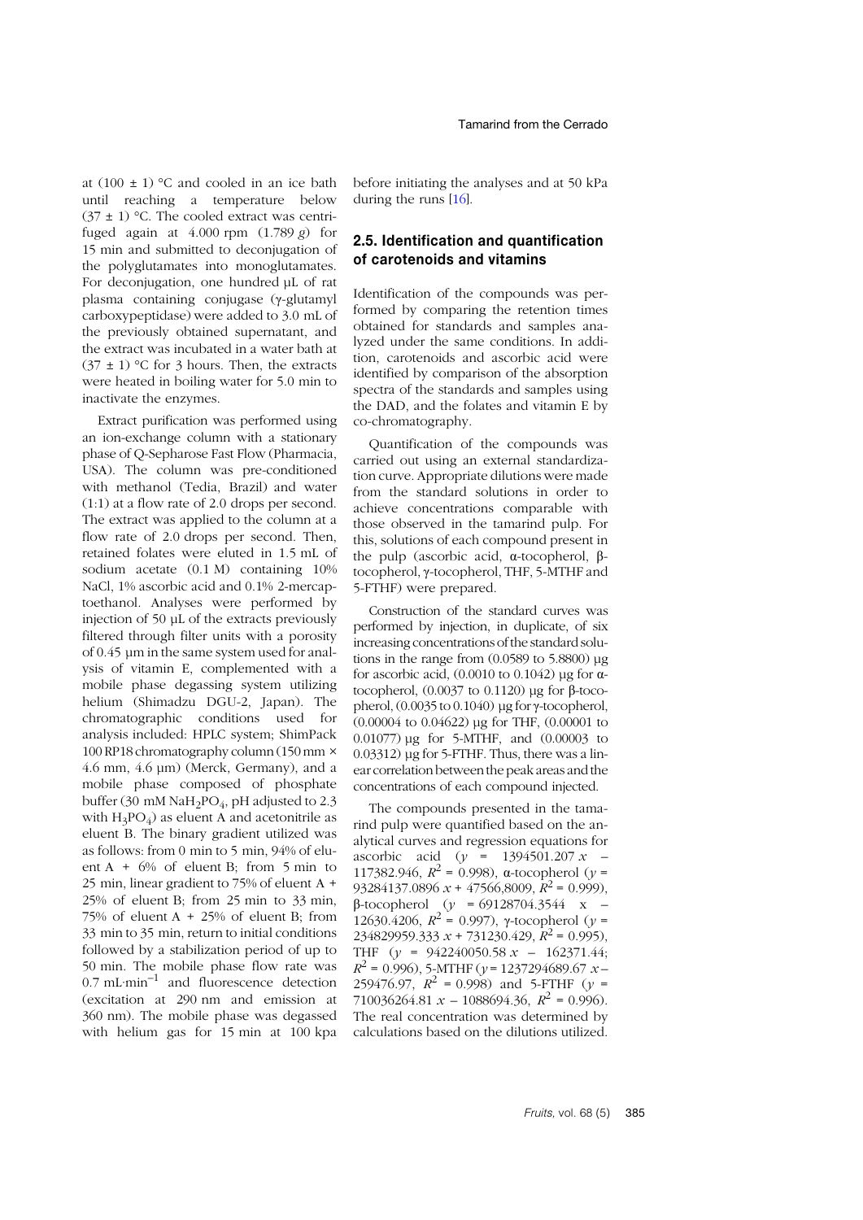at (100 ± 1) °C and cooled in an ice bath until reaching a temperature below (37 ± 1) °C. The cooled extract was centrifuged again at 4.000 rpm (1.789 *g*) for 15 min and submitted to deconjugation of the polyglutamates into monoglutamates. For deconjugation, one hundred µL of rat plasma containing conjugase (γ-glutamyl carboxypeptidase) were added to 3.0 mL of the previously obtained supernatant, and the extract was incubated in a water bath at (37 ± 1) °C for 3 hours. Then, the extracts were heated in boiling water for 5.0 min to inactivate the enzymes.

Extract purification was performed using an ion-exchange column with a stationary phase of Q-Sepharose Fast Flow (Pharmacia, USA). The column was pre-conditioned with methanol (Tedia, Brazil) and water (1:1) at a flow rate of 2.0 drops per second. The extract was applied to the column at a flow rate of 2.0 drops per second. Then, retained folates were eluted in 1.5 mL of sodium acetate (0.1 M) containing 10% NaCl, 1% ascorbic acid and 0.1% 2-mercaptoethanol. Analyses were performed by injection of 50 µL of the extracts previously filtered through filter units with a porosity of 0.45 µm in the same system used for analysis of vitamin E, complemented with a mobile phase degassing system utilizing helium (Shimadzu DGU-2, Japan). The chromatographic conditions used for analysis included: HPLC system; ShimPack 100 RP18 chromatography column (150 mm × 4.6 mm, 4.6 µm) (Merck, Germany), and a mobile phase composed of phosphate buffer (30 mM $NaH_2PO_4$, pH adjusted to 2.3 with $H_3PO_4$) as eluent A and acetonitrile as eluent B. The binary gradient utilized was as follows: from 0 min to 5 min, 94% of eluent A + 6% of eluent B; from 5 min to 25 min, linear gradient to 75% of eluent A + 25% of eluent B; from 25 min to 33 min, 75% of eluent A + 25% of eluent B; from 33 min to 35 min, return to initial conditions followed by a stabilization period of up to 50 min. The mobile phase flow rate was 0.7 $mL \cdot min^{-1}$ and fluorescence detection (excitation at 290 nm and emission at 360 nm). The mobile phase was degassed with helium gas for 15 min at 100 kpa before initiating the analyses and at 50 kPa during the runs [16].

## 2.5. Identification and quantification of carotenoids and vitamins

Identification of the compounds was performed by comparing the retention times obtained for standards and samples analyzed under the same conditions. In addition, carotenoids and ascorbic acid were identified by comparison of the absorption spectra of the standards and samples using the DAD, and the folates and vitamin E by co-chromatography.

Quantification of the compounds was carried out using an external standardization curve. Appropriate dilutions were made from the standard solutions in order to achieve concentrations comparable with those observed in the tamarind pulp. For this, solutions of each compound present in the pulp (ascorbic acid, α-tocopherol, β-tocopherol, γ-tocopherol, THF, 5-MTHF and 5-FTHF) were prepared.

Construction of the standard curves was performed by injection, in duplicate, of six increasing concentrations of the standard solutions in the range from (0.0589 to 5.8800) µg for ascorbic acid, (0.0010 to 0.1042) µg for α-tocopherol, (0.0037 to 0.1120) µg for β-tocopherol, (0.0035 to 0.1040) µg for γ-tocopherol, (0.00004 to 0.04622) µg for THF, (0.00001 to 0.01077) µg for 5-MTHF, and (0.00003 to 0.03312) µg for 5-FTHF. Thus, there was a linear correlation between the peak areas and the concentrations of each compound injected.

The compounds presented in the tamarind pulp were quantified based on the analytical curves and regression equations for ascorbic acid ($y$ = 1394501.207 $x$ – 117382.946, $R^2$ = 0.998), α-tocopherol ($y$ = 93284137.0896 $x$ + 47566,8009, $R^2$ = 0.999), β-tocopherol ($y$ = 69128704.3544 x – 12630.4206, $R^2$ = 0.997), γ-tocopherol ($y$ = 234829959.333 $x$ + 731230.429, $R^2$ = 0.995), THF ($y$ = 942240050.58 $x$ – 162371.44; $R^2$ = 0.996), 5-MTHF ($y$ = 1237294689.67 $x$ – 259476.97, $R^2$ = 0.998) and 5-FTHF ($y$ = 710036264.81 $x$ – 1088694.36, $R^2$ = 0.996). The real concentration was determined by calculations based on the dilutions utilized.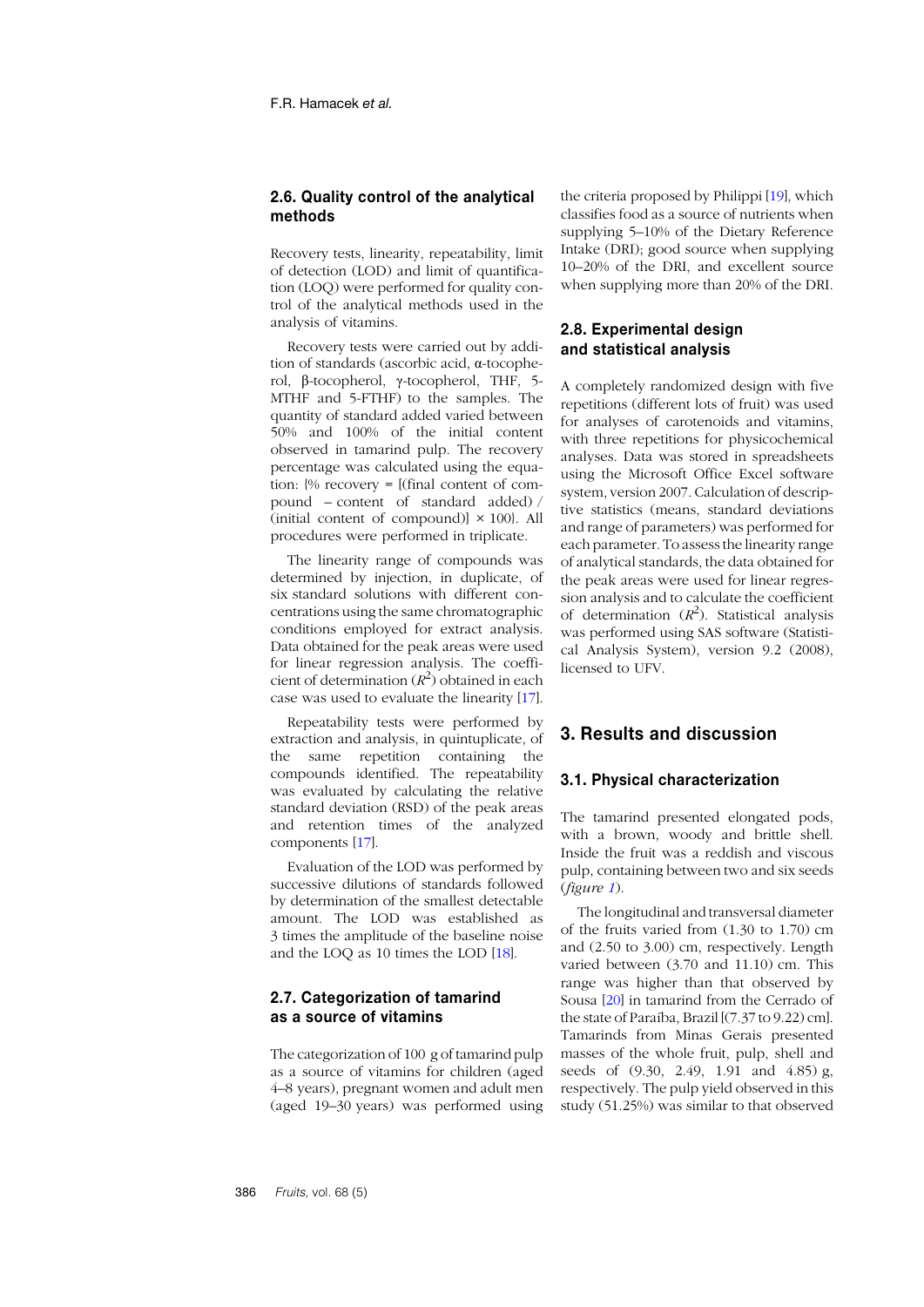### 2.6. Quality control of the analytical methods

Recovery tests, linearity, repeatability, limit of detection (LOD) and limit of quantification (LOQ) were performed for quality control of the analytical methods used in the analysis of vitamins.

Recovery tests were carried out by addition of standards (ascorbic acid, α-tocopherol, β-tocopherol, γ-tocopherol, THF, 5-MTHF and 5-FTHF) to the samples. The quantity of standard added varied between 50% and 100% of the initial content observed in tamarind pulp. The recovery percentage was calculated using the equation: {% recovery = [(final content of compound – content of standard added) / (initial content of compound)] × 100}. All procedures were performed in triplicate.

The linearity range of compounds was determined by injection, in duplicate, of six standard solutions with different concentrations using the same chromatographic conditions employed for extract analysis. Data obtained for the peak areas were used for linear regression analysis. The coefficient of determination ($R^2$) obtained in each case was used to evaluate the linearity [17].

Repeatability tests were performed by extraction and analysis, in quintuplicate, of the same repetition containing the compounds identified. The repeatability was evaluated by calculating the relative standard deviation (RSD) of the peak areas and retention times of the analyzed components [17].

Evaluation of the LOD was performed by successive dilutions of standards followed by determination of the smallest detectable amount. The LOD was established as 3 times the amplitude of the baseline noise and the LOQ as 10 times the LOD [18].

### 2.7. Categorization of tamarind as a source of vitamins

The categorization of 100 g of tamarind pulp as a source of vitamins for children (aged 4–8 years), pregnant women and adult men (aged 19–30 years) was performed using the criteria proposed by Philippi [19], which classifies food as a source of nutrients when supplying 5–10% of the Dietary Reference Intake (DRI); good source when supplying 10–20% of the DRI, and excellent source when supplying more than 20% of the DRI.

### 2.8. Experimental design and statistical analysis

A completely randomized design with five repetitions (different lots of fruit) was used for analyses of carotenoids and vitamins, with three repetitions for physicochemical analyses. Data was stored in spreadsheets using the Microsoft Office Excel software system, version 2007. Calculation of descriptive statistics (means, standard deviations and range of parameters) was performed for each parameter. To assess the linearity range of analytical standards, the data obtained for the peak areas were used for linear regression analysis and to calculate the coefficient of determination ($R^2$). Statistical analysis was performed using SAS software (Statistical Analysis System), version 9.2 (2008), licensed to UFV.

## 3. Results and discussion

### 3.1. Physical characterization

The tamarind presented elongated pods, with a brown, woody and brittle shell. Inside the fruit was a reddish and viscous pulp, containing between two and six seeds (*figure 1*).

The longitudinal and transversal diameter of the fruits varied from (1.30 to 1.70) cm and (2.50 to 3.00) cm, respectively. Length varied between (3.70 and 11.10) cm. This range was higher than that observed by Sousa [20] in tamarind from the Cerrado of the state of Paraíba, Brazil [(7.37 to 9.22) cm]. Tamarinds from Minas Gerais presented masses of the whole fruit, pulp, shell and seeds of (9.30, 2.49, 1.91 and 4.85) g, respectively. The pulp yield observed in this study (51.25%) was similar to that observed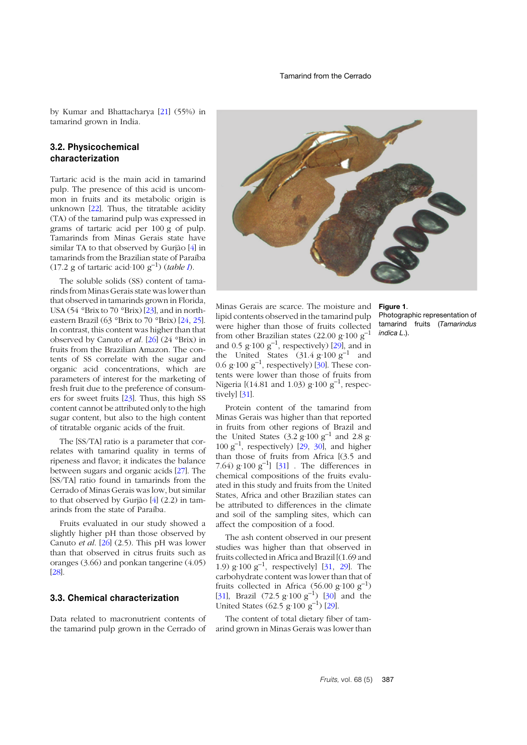by Kumar and Bhattacharya [21] (55%) in tamarind grown in India.

### 3.2. Physicochemical characterization

Tartaric acid is the main acid in tamarind pulp. The presence of this acid is uncommon in fruits and its metabolic origin is unknown [22]. Thus, the titratable acidity (TA) of the tamarind pulp was expressed in grams of tartaric acid per 100 g of pulp. Tamarinds from Minas Gerais state have similar TA to that observed by Gurjão [4] in tamarinds from the Brazilian state of Paraíba (17.2 g of tartaric acid·100 $g^{-1}$) (*table I*).

The soluble solids (SS) content of tamarinds from Minas Gerais state was lower than that observed in tamarinds grown in Florida, USA (54 °Brix to 70 °Brix) [23], and in northeastern Brazil (63 °Brix to 70 °Brix) [24, 25]. In contrast, this content was higher than that observed by Canuto *et al.* [26] (24 °Brix) in fruits from the Brazilian Amazon. The contents of SS correlate with the sugar and organic acid concentrations, which are parameters of interest for the marketing of fresh fruit due to the preference of consumers for sweet fruits [23]. Thus, this high SS content cannot be attributed only to the high sugar content, but also to the high content of titratable organic acids of the fruit.

The [SS/TA] ratio is a parameter that correlates with tamarind quality in terms of ripeness and flavor; it indicates the balance between sugars and organic acids [27]. The [SS/TA] ratio found in tamarinds from the Cerrado of Minas Gerais was low, but similar to that observed by Gurjão [4] (2.2) in tamarinds from the state of Paraíba.

Fruits evaluated in our study showed a slightly higher pH than those observed by Canuto *et al.* [26] (2.5). This pH was lower than that observed in citrus fruits such as oranges (3.66) and ponkan tangerine (4.05) [28].

### 3.3. Chemical characterization

Data related to macronutrient contents of the tamarind pulp grown in the Cerrado of Minas Gerais are scarce. The moisture and lipid contents observed in the tamarind pulp were higher than those of fruits collected from other Brazilian states (22.00 g·100 $g^{-1}$ and 0.5 g·100 $g^{-1}$, respectively) [29], and in the United States (31.4 g·100 $g^{-1}$ and 0.6 g·100 $g^{-1}$, respectively) [30]. These contents were lower than those of fruits from Nigeria [(14.81 and 1.03) g·100 $g^{-1}$, respectively] [31].

Protein content of the tamarind from Minas Gerais was higher than that reported in fruits from other regions of Brazil and the United States (3.2 g·100 $g^{-1}$ and 2.8 g·100 $g^{-1}$, respectively) [29, 30], and higher than those of fruits from Africa [(3.5 and 7.64) g·100 $g^{-1}$] [31] . The differences in chemical compositions of the fruits evaluated in this study and fruits from the United States, Africa and other Brazilian states can be attributed to differences in the climate and soil of the sampling sites, which can affect the composition of a food.

The ash content observed in our present studies was higher than that observed in fruits collected in Africa and Brazil [(1.69 and 1.9) g·100 $g^{-1}$, respectively] [31, 29]. The carbohydrate content was lower than that of fruits collected in Africa (56.00 g·100 $g^{-1}$) [31], Brazil (72.5 g·100 $g^{-1}$) [30] and the United States (62.5 g·100 $g^{-1}$) [29].

The content of total dietary fiber of tamarind grown in Minas Gerais was lower than

**Figure 1.**
Photographic representation of tamarind fruits (*Tamarindus indica* L.).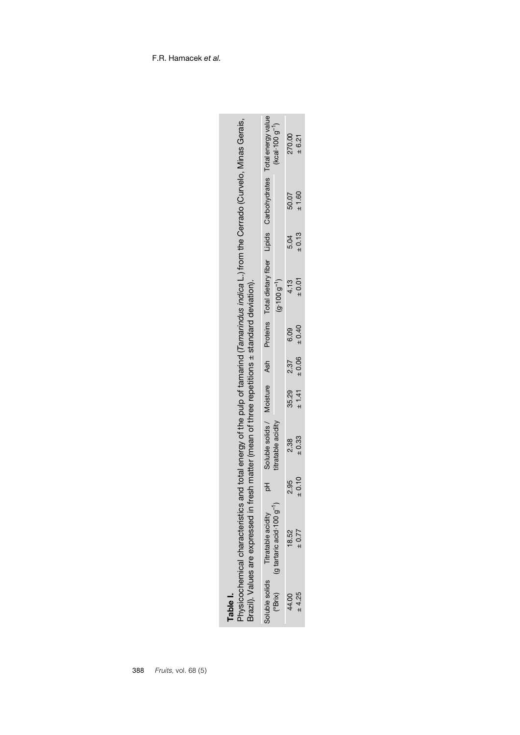**Table I.**
Physicochemical characteristics and total energy of the pulp of tamarind (*Tamarindus indica* L.) from the Cerrado (Curvelo, Minas Gerais, Brazil). Values are expressed in fresh matter (mean of three repetitions ± standard deviation).

| Soluble solids (°Brix) | Titratable acidity (g tartaric acid·100 $g^{-1}$) | pH | Soluble solids / titratable acidity | Moisture | Ash | Proteins | Total dietary fiber | Lipids | Carbohydrates | Total energy value (kcal·100 $g^{-1}$) |
|---|---|---|---|---|---|---|---|---|---|---|
| | | | | (g·100 $g^{-1}$) | | | | | | |
| 44.00 ± 4.25 | 18.52 ± 0.77 | 2.95 ± 0.10 | 2.38 ± 0.33 | 35.29 ± 1.41 | 2.37 ± 0.06 | 6.09 ± 0.40 | 4.13 ± 0.01 | 5.04 ± 0.13 | 50.07 ± 1.60 | 270.00 ± 6.21 |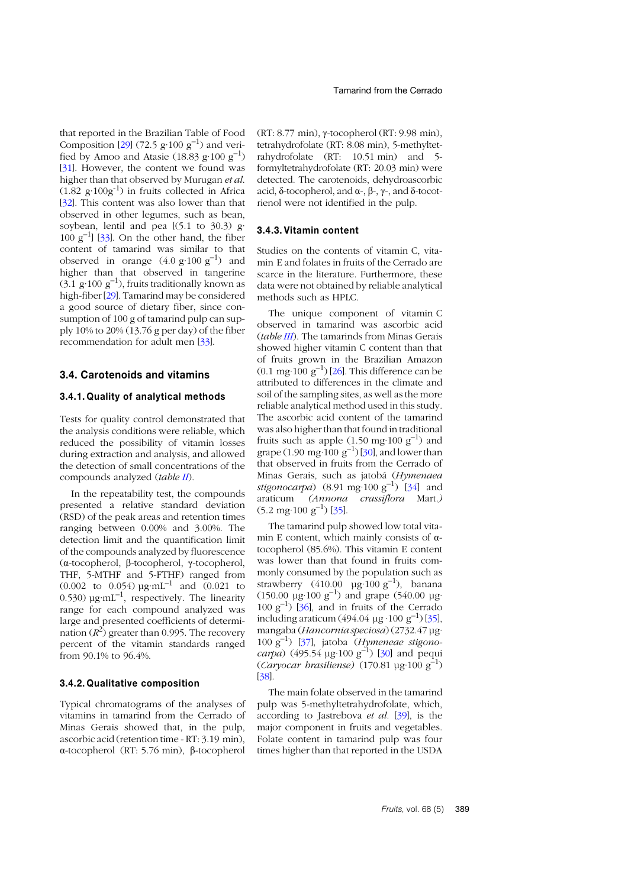that reported in the Brazilian Table of Food Composition [29] (72.5 g·100 $g^{-1}$) and verified by Amoo and Atasie (18.83 g·100 $g^{-1}$) [31]. However, the content we found was higher than that observed by Murugan *et al.* (1.82 g·100$g^{-1}$) in fruits collected in Africa [32]. This content was also lower than that observed in other legumes, such as bean, soybean, lentil and pea [(5.1 to 30.3) g·100 $g^{-1}$] [33]. On the other hand, the fiber content of tamarind was similar to that observed in orange (4.0 g·100 $g^{-1}$) and higher than that observed in tangerine (3.1 g·100 $g^{-1}$), fruits traditionally known as high-fiber [29]. Tamarind may be considered a good source of dietary fiber, since consumption of 100 g of tamarind pulp can supply 10% to 20% (13.76 g per day) of the fiber recommendation for adult men [33].

## 3.4. Carotenoids and vitamins

### 3.4.1. Quality of analytical methods

Tests for quality control demonstrated that the analysis conditions were reliable, which reduced the possibility of vitamin losses during extraction and analysis, and allowed the detection of small concentrations of the compounds analyzed (*table II*).

In the repeatability test, the compounds presented a relative standard deviation (RSD) of the peak areas and retention times ranging between 0.00% and 3.00%. The detection limit and the quantification limit of the compounds analyzed by fluorescence (α-tocopherol, β-tocopherol, γ-tocopherol, THF, 5-MTHF and 5-FTHF) ranged from (0.002 to 0.054) µg·m$L^{-1}$ and (0.021 to 0.530) µg·m$L^{-1}$, respectively. The linearity range for each compound analyzed was large and presented coefficients of determination ($R^2$) greater than 0.995. The recovery percent of the vitamin standards ranged from 90.1% to 96.4%.

### 3.4.2. Qualitative composition

Typical chromatograms of the analyses of vitamins in tamarind from the Cerrado of Minas Gerais showed that, in the pulp, ascorbic acid (retention time - RT: 3.19 min), α-tocopherol (RT: 5.76 min), β-tocopherol (RT: 8.77 min), γ-tocopherol (RT: 9.98 min), tetrahydrofolate (RT: 8.08 min), 5-methyltetrahydrofolate (RT: 10.51 min) and 5-formyltetrahydrofolate (RT: 20.03 min) were detected. The carotenoids, dehydroascorbic acid, δ-tocopherol, and α-, β-, γ-, and δ-tocotrienol were not identified in the pulp.

### 3.4.3. Vitamin content

Studies on the contents of vitamin C, vitamin E and folates in fruits of the Cerrado are scarce in the literature. Furthermore, these data were not obtained by reliable analytical methods such as HPLC.

The unique component of vitamin C observed in tamarind was ascorbic acid (*table III*). The tamarinds from Minas Gerais showed higher vitamin C content than that of fruits grown in the Brazilian Amazon (0.1 mg·100 $g^{-1}$) [26]. This difference can be attributed to differences in the climate and soil of the sampling sites, as well as the more reliable analytical method used in this study. The ascorbic acid content of the tamarind was also higher than that found in traditional fruits such as apple (1.50 mg·100 $g^{-1}$) and grape (1.90 mg·100 $g^{-1}$) [30], and lower than that observed in fruits from the Cerrado of Minas Gerais, such as jatobá (*Hymenaea stigonocarpa*) (8.91 mg·100 $g^{-1}$) [34] and araticum (*Annona crassiflora* Mart.) (5.2 mg·100 $g^{-1}$) [35].

The tamarind pulp showed low total vitamin E content, which mainly consists of α-tocopherol (85.6%). This vitamin E content was lower than that found in fruits commonly consumed by the population such as strawberry (410.00 µg·100 $g^{-1}$), banana (150.00 µg·100 $g^{-1}$) and grape (540.00 µg·100 $g^{-1}$) [36], and in fruits of the Cerrado including araticum (494.04 µg ·100 $g^{-1}$) [35], mangaba (*Hancornia speciosa*) (2732.47 µg·100 $g^{-1}$) [37], jatoba (*Hymeneae stigonocarpa*) (495.54 µg·100 $g^{-1}$) [30] and pequi (*Caryocar brasiliense*) (170.81 µg·100 $g^{-1}$) [38].

The main folate observed in the tamarind pulp was 5-methyltetrahydrofolate, which, according to Jastrebova *et al.* [39], is the major component in fruits and vegetables. Folate content in tamarind pulp was four times higher than that reported in the USDA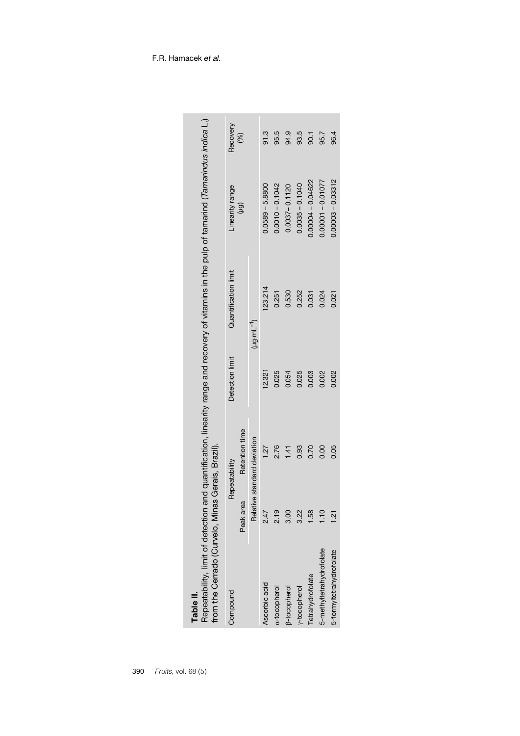**Table II.**
Repeatability, limit of detection and quantification, linearity range and recovery of vitamins in the pulp of tamarind (*Tamarindus indica* L.) from the Cerrado (Curvelo, Minas Gerais, Brazil).

| Compound | Repeatability | | Detection limit | Quantification limit | Linearity range (µg) | Recovery (%) |
|---|---|---|---|---|---|---|
| | Peak area | Retention time | | | | |
| | Relative standard deviation | | (µg·mL$^{-1}$) | | | |
| Ascorbic acid | 2.47 | 1.27 | 12.321 | 123.214 | 0.0589 – 5.8800 | 91.3 |
| α-tocopherol | 2.19 | 2.76 | 0.025 | 0.251 | 0.0010 – 0.1042 | 95.5 |
| β-tocopherol | 3.00 | 1.41 | 0.054 | 0.530 | 0.0037– 0.1120 | 94.9 |
| γ-tocopherol | 3.22 | 0.93 | 0.025 | 0.252 | 0.0035 – 0.1040 | 93.5 |
| Tetrahydrofolate | 1.58 | 0.70 | 0.003 | 0.031 | 0.00004 – 0.04622 | 90.1 |
| 5-methyltetrahydrofolate | 1.10 | 0.00 | 0.002 | 0.024 | 0.00001 – 0.01077 | 95.7 |
| 5-formyltetrahydrofolate | 1.21 | 0.05 | 0.002 | 0.021 | 0.00003 – 0.03312 | 96.4 |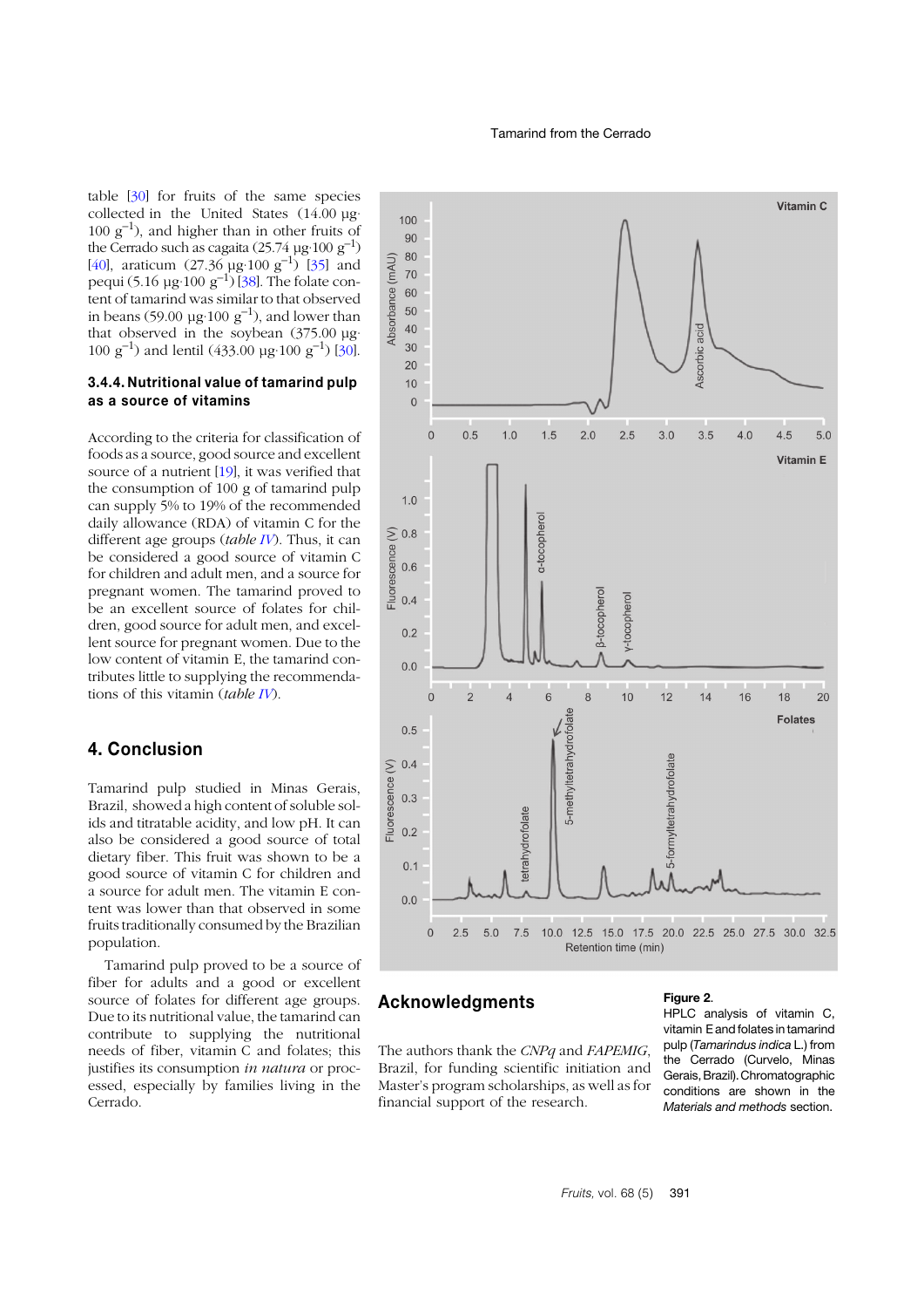table [30] for fruits of the same species collected in the United States (14.00 µg·100 g$^{-1}$), and higher than in other fruits of the Cerrado such as cagaita (25.74 µg·100 g$^{-1}$) [40], araticum (27.36 µg·100 g$^{-1}$) [35] and pequi (5.16 µg·100 g$^{-1}$) [38]. The folate content of tamarind was similar to that observed in beans (59.00 µg·100 g$^{-1}$), and lower than that observed in the soybean (375.00 µg·100 g$^{-1}$) and lentil (433.00 µg·100 g$^{-1}$) [30].

### 3.4.4. Nutritional value of tamarind pulp as a source of vitamins

According to the criteria for classification of foods as a source, good source and excellent source of a nutrient [19], it was verified that the consumption of 100 g of tamarind pulp can supply 5% to 19% of the recommended daily allowance (RDA) of vitamin C for the different age groups (*table IV*). Thus, it can be considered a good source of vitamin C for children and adult men, and a source for pregnant women. The tamarind proved to be an excellent source of folates for children, good source for adult men, and excellent source for pregnant women. Due to the low content of vitamin E, the tamarind contributes little to supplying the recommendations of this vitamin (*table IV*).

## 4. Conclusion

Tamarind pulp studied in Minas Gerais, Brazil, showed a high content of soluble solids and titratable acidity, and low pH. It can also be considered a good source of total dietary fiber. This fruit was shown to be a good source of vitamin C for children and a source for adult men. The vitamin E content was lower than that observed in some fruits traditionally consumed by the Brazilian population.

Tamarind pulp proved to be a source of fiber for adults and a good or excellent source of folates for different age groups. Due to its nutritional value, the tamarind can contribute to supplying the nutritional needs of fiber, vitamin C and folates; this justifies its consumption *in natura* or processed, especially by families living in the Cerrado.

**Figure 2.**
HPLC analysis of vitamin C, vitamin E and folates in tamarind pulp (*Tamarindus indica* L.) from the Cerrado (Curvelo, Minas Gerais, Brazil). Chromatographic conditions are shown in the *Materials and methods* section.

## Acknowledgments

The authors thank the *CNPq* and *FAPEMIG*, Brazil, for funding scientific initiation and Master's program scholarships, as well as for financial support of the research.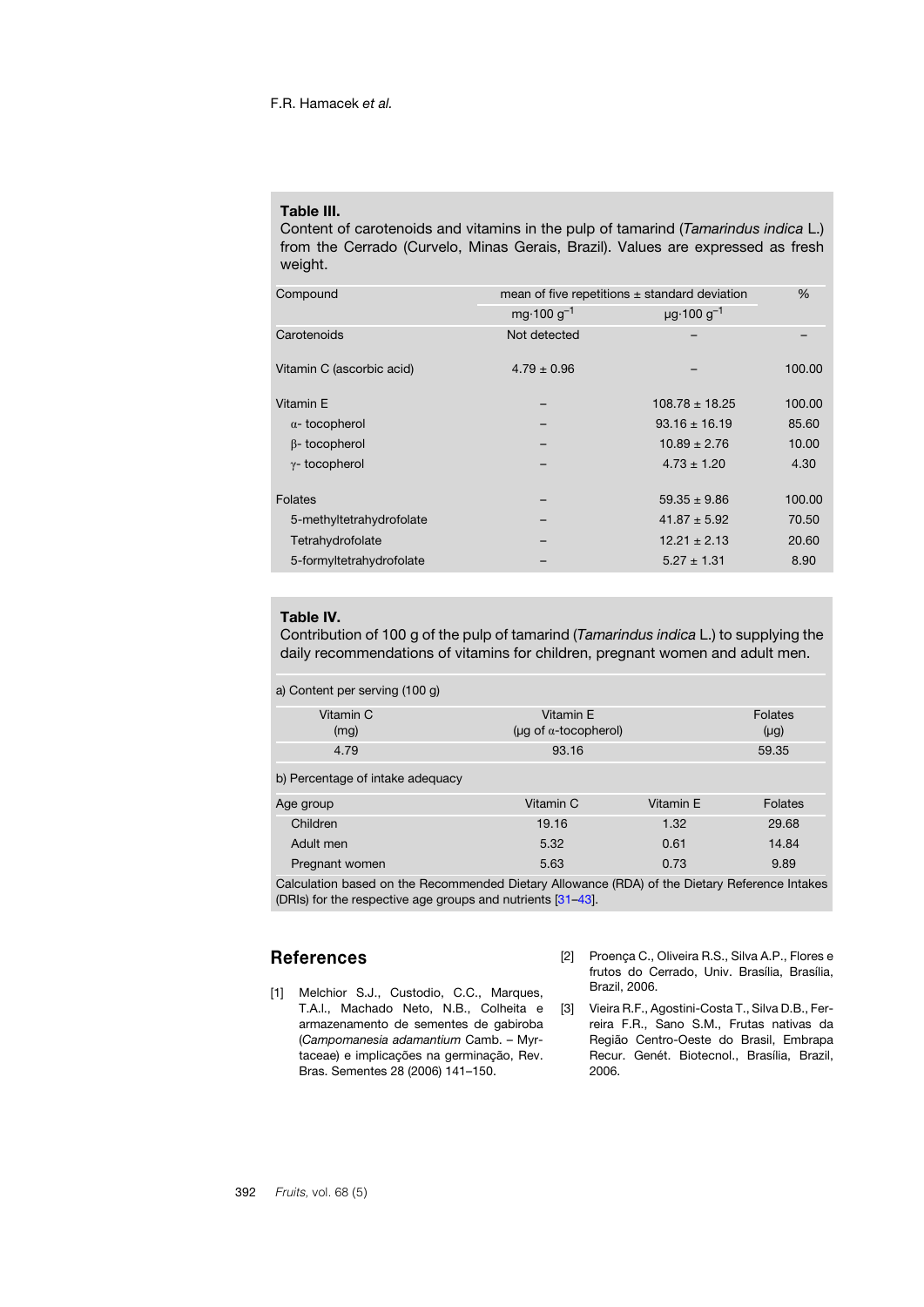**Table III.**
Content of carotenoids and vitamins in the pulp of tamarind (*Tamarindus indica* L.) from the Cerrado (Curvelo, Minas Gerais, Brazil). Values are expressed as fresh weight.

| Compound | mean of five repetitions ± standard deviation | | % |
|---|---|---|---|
| | mg·100 g$^{-1}$ | µg·100 g$^{-1}$ | |
| Carotenoids | Not detected | – | – |
| Vitamin C (ascorbic acid) | 4.79 ± 0.96 | – | 100.00 |
| Vitamin E | – | 108.78 ± 18.25 | 100.00 |
| α- tocopherol | – | 93.16 ± 16.19 | 85.60 |
| β- tocopherol | – | 10.89 ± 2.76 | 10.00 |
| γ- tocopherol | – | 4.73 ± 1.20 | 4.30 |
| Folates | – | 59.35 ± 9.86 | 100.00 |
| 5-methyltetrahydrofolate | – | 41.87 ± 5.92 | 70.50 |
| Tetrahydrofolate | – | 12.21 ± 2.13 | 20.60 |
| 5-formyltetrahydrofolate | – | 5.27 ± 1.31 | 8.90 |

**Table IV.**
Contribution of 100 g of the pulp of tamarind (*Tamarindus indica* L.) to supplying the daily recommendations of vitamins for children, pregnant women and adult men.

a) Content per serving (100 g)

| Vitamin C (mg) | Vitamin E (µg of α-tocopherol) | Folates (µg) |
|---|---|---|
| 4.79 | 93.16 | 59.35 |

b) Percentage of intake adequacy

| Age group | Vitamin C | Vitamin E | Folates |
|---|---|---|---|
| Children | 19.16 | 1.32 | 29.68 |
| Adult men | 5.32 | 0.61 | 14.84 |
| Pregnant women | 5.63 | 0.73 | 9.89 |

Calculation based on the Recommended Dietary Allowance (RDA) of the Dietary Reference Intakes (DRIs) for the respective age groups and nutrients [31–43].

## References

[1] Melchior S.J., Custodio, C.C., Marques, T.A.I., Machado Neto, N.B., Colheita e armazenamento de sementes de gabiroba (*Campomanesia adamantium* Camb. – Myrtaceae) e implicações na germinação, Rev. Bras. Sementes 28 (2006) 141–150.

[2] Proença C., Oliveira R.S., Silva A.P., Flores e frutos do Cerrado, Univ. Brasília, Brasília, Brazil, 2006.

[3] Vieira R.F., Agostini-Costa T., Silva D.B., Ferreira F.R., Sano S.M., Frutas nativas da Região Centro-Oeste do Brasil, Embrapa Recur. Genét. Biotecnol., Brasília, Brazil, 2006.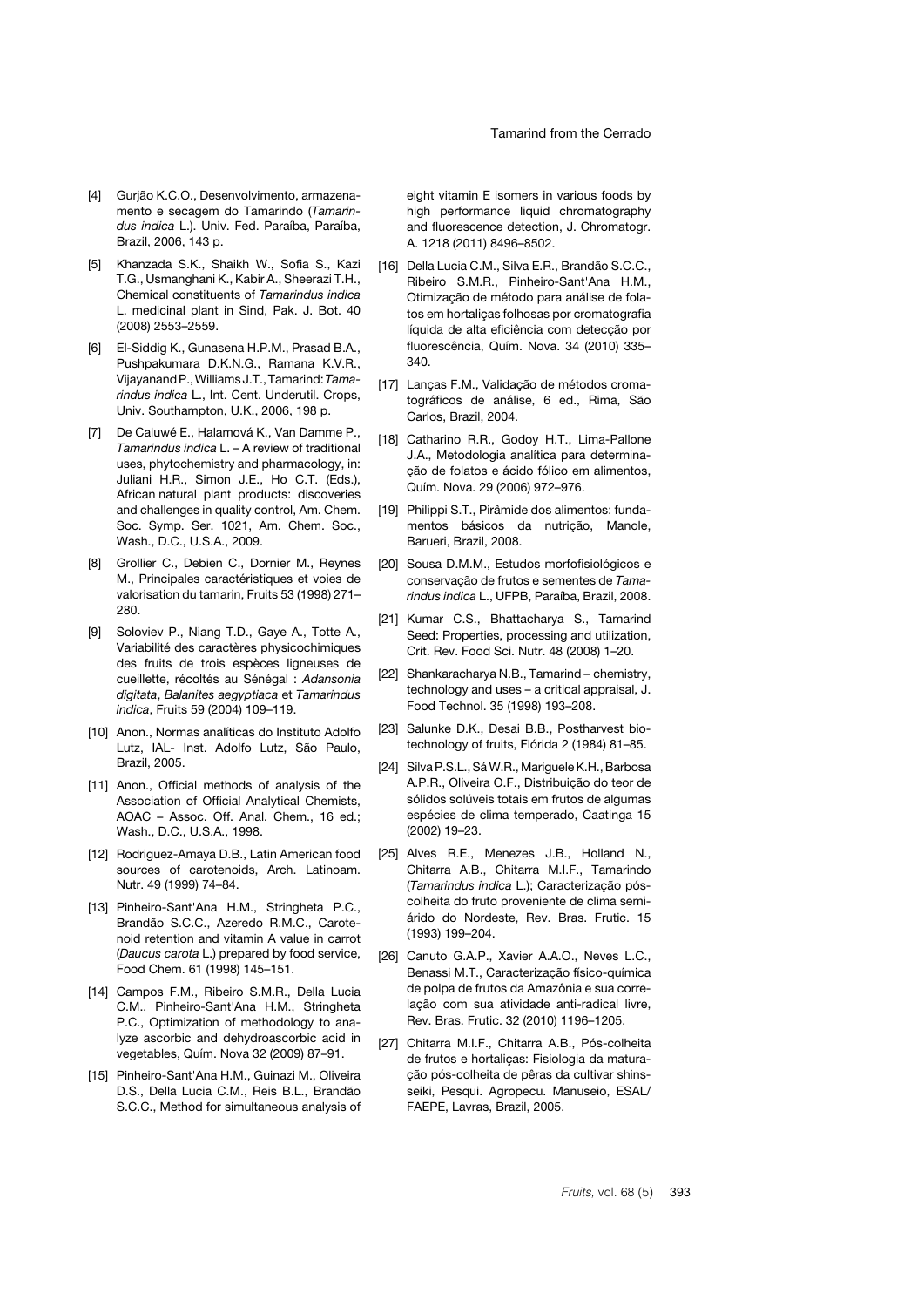[4] Gurjão K.C.O., Desenvolvimento, armazenamento e secagem do Tamarindo (*Tamarindus indica* L.). Univ. Fed. Paraíba, Paraíba, Brazil, 2006, 143 p.

[5] Khanzada S.K., Shaikh W., Sofia S., Kazi T.G., Usmanghani K., Kabir A., Sheerazi T.H., Chemical constituents of *Tamarindus indica* L. medicinal plant in Sind, Pak. J. Bot. 40 (2008) 2553–2559.

[6] El-Siddig K., Gunasena H.P.M., Prasad B.A., Pushpakumara D.K.N.G., Ramana K.V.R., Vijayanand P., Williams J.T., Tamarind: *Tamarindus indica* L., Int. Cent. Underutil. Crops, Univ. Southampton, U.K., 2006, 198 p.

[7] De Caluwé E., Halamová K., Van Damme P., *Tamarindus indica* L. – A review of traditional uses, phytochemistry and pharmacology, in: Juliani H.R., Simon J.E., Ho C.T. (Eds.), African natural plant products: discoveries and challenges in quality control, Am. Chem. Soc. Symp. Ser. 1021, Am. Chem. Soc., Wash., D.C., U.S.A., 2009.

[8] Grollier C., Debien C., Dornier M., Reynes M., Principales caractéristiques et voies de valorisation du tamarin, Fruits 53 (1998) 271–280.

[9] Soloviev P., Niang T.D., Gaye A., Totte A., Variabilité des caractères physicochimiques des fruits de trois espèces ligneuses de cueillette, récoltés au Sénégal : *Adansonia digitata*, *Balanites aegyptiaca* et *Tamarindus indica*, Fruits 59 (2004) 109–119.

[10] Anon., Normas analíticas do Instituto Adolfo Lutz, IAL- Inst. Adolfo Lutz, São Paulo, Brazil, 2005.

[11] Anon., Official methods of analysis of the Association of Official Analytical Chemists, AOAC – Assoc. Off. Anal. Chem., 16 ed.; Wash., D.C., U.S.A., 1998.

[12] Rodriguez-Amaya D.B., Latin American food sources of carotenoids, Arch. Latinoam. Nutr. 49 (1999) 74–84.

[13] Pinheiro-Sant'Ana H.M., Stringheta P.C., Brandão S.C.C., Azeredo R.M.C., Carotenoid retention and vitamin A value in carrot (*Daucus carota* L.) prepared by food service, Food Chem. 61 (1998) 145–151.

[14] Campos F.M., Ribeiro S.M.R., Della Lucia C.M., Pinheiro-Sant'Ana H.M., Stringheta P.C., Optimization of methodology to analyze ascorbic and dehydroascorbic acid in vegetables, Quím. Nova 32 (2009) 87–91.

[15] Pinheiro-Sant'Ana H.M., Guinazi M., Oliveira D.S., Della Lucia C.M., Reis B.L., Brandão S.C.C., Method for simultaneous analysis of eight vitamin E isomers in various foods by high performance liquid chromatography and fluorescence detection, J. Chromatogr. A. 1218 (2011) 8496–8502.

[16] Della Lucia C.M., Silva E.R., Brandão S.C.C., Ribeiro S.M.R., Pinheiro-Sant'Ana H.M., Otimização de método para análise de folatos em hortaliças folhosas por cromatografia líquida de alta eficiência com detecção por fluorescência, Quím. Nova. 34 (2010) 335–340.

[17] Lanças F.M., Validação de métodos cromatográficos de análise, 6 ed., Rima, São Carlos, Brazil, 2004.

[18] Catharino R.R., Godoy H.T., Lima-Pallone J.A., Metodologia analítica para determinação de folatos e ácido fólico em alimentos, Quím. Nova. 29 (2006) 972–976.

[19] Philippi S.T., Pirâmide dos alimentos: fundamentos básicos da nutrição, Manole, Barueri, Brazil, 2008.

[20] Sousa D.M.M., Estudos morfofisiológicos e conservação de frutos e sementes de *Tamarindus indica* L., UFPB, Paraíba, Brazil, 2008.

[21] Kumar C.S., Bhattacharya S., Tamarind Seed: Properties, processing and utilization, Crit. Rev. Food Sci. Nutr. 48 (2008) 1–20.

[22] Shankaracharya N.B., Tamarind – chemistry, technology and uses – a critical appraisal, J. Food Technol. 35 (1998) 193–208.

[23] Salunke D.K., Desai B.B., Postharvest biotechnology of fruits, Flórida 2 (1984) 81–85.

[24] Silva P.S.L., Sá W.R., Mariguele K.H., Barbosa A.P.R., Oliveira O.F., Distribuição do teor de sólidos solúveis totais em frutos de algumas espécies de clima temperado, Caatinga 15 (2002) 19–23.

[25] Alves R.E., Menezes J.B., Holland N., Chitarra A.B., Chitarra M.I.F., Tamarindo (*Tamarindus indica* L.); Caracterização pós-colheita do fruto proveniente de clima semi-árido do Nordeste, Rev. Bras. Frutic. 15 (1993) 199–204.

[26] Canuto G.A.P., Xavier A.A.O., Neves L.C., Benassi M.T., Caracterização físico-química de polpa de frutos da Amazônia e sua correlação com sua atividade anti-radical livre, Rev. Bras. Frutic. 32 (2010) 1196–1205.

[27] Chitarra M.I.F., Chitarra A.B., Pós-colheita de frutos e hortaliças: Fisiologia da maturação pós-colheita de pêras da cultivar shinsseiki, Pesqui. Agropecu. Manuseio, ESAL/FAEPE, Lavras, Brazil, 2005.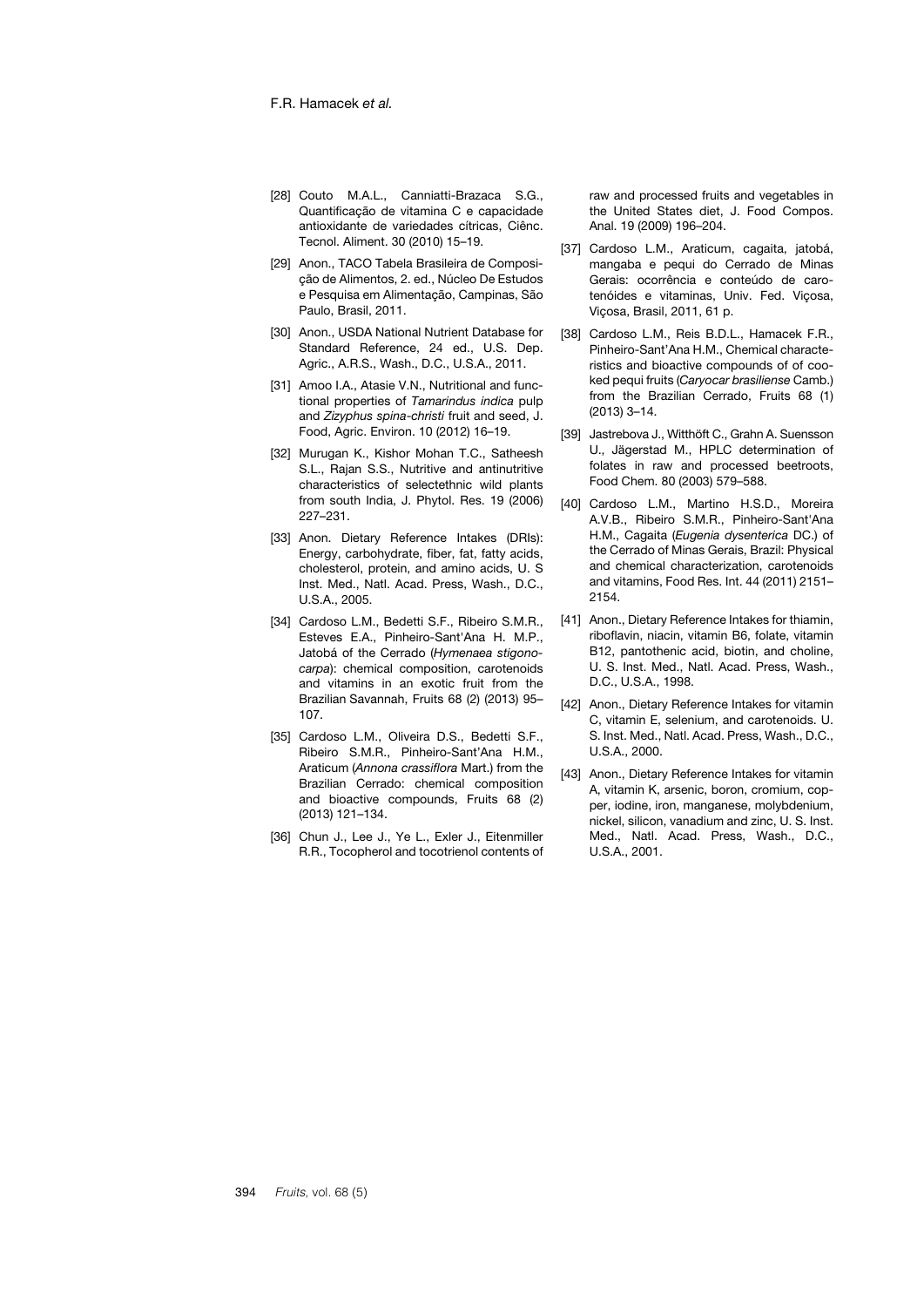[28] Couto M.A.L., Canniatti-Brazaca S.G., Quantificação de vitamina C e capacidade antioxidante de variedades cítricas, Ciênc. Tecnol. Aliment. 30 (2010) 15–19.

[29] Anon., TACO Tabela Brasileira de Composição de Alimentos, 2. ed., Núcleo De Estudos e Pesquisa em Alimentação, Campinas, São Paulo, Brasil, 2011.

[30] Anon., USDA National Nutrient Database for Standard Reference, 24 ed., U.S. Dep. Agric., A.R.S., Wash., D.C., U.S.A., 2011.

[31] Amoo I.A., Atasie V.N., Nutritional and functional properties of *Tamarindus indica* pulp and *Zizyphus spina-christi* fruit and seed, J. Food, Agric. Environ. 10 (2012) 16–19.

[32] Murugan K., Kishor Mohan T.C., Satheesh S.L., Rajan S.S., Nutritive and antinutritive characteristics of selectethnic wild plants from south India, J. Phytol. Res. 19 (2006) 227–231.

[33] Anon. Dietary Reference Intakes (DRIs): Energy, carbohydrate, fiber, fat, fatty acids, cholesterol, protein, and amino acids, U. S Inst. Med., Natl. Acad. Press, Wash., D.C., U.S.A., 2005.

[34] Cardoso L.M., Bedetti S.F., Ribeiro S.M.R., Esteves E.A., Pinheiro-Sant'Ana H. M.P., Jatobá of the Cerrado (*Hymenaea stigonocarpa*): chemical composition, carotenoids and vitamins in an exotic fruit from the Brazilian Savannah, Fruits 68 (2) (2013) 95–107.

[35] Cardoso L.M., Oliveira D.S., Bedetti S.F., Ribeiro S.M.R., Pinheiro-Sant'Ana H.M., Araticum (*Annona crassiflora* Mart.) from the Brazilian Cerrado: chemical composition and bioactive compounds, Fruits 68 (2) (2013) 121–134.

[36] Chun J., Lee J., Ye L., Exler J., Eitenmiller R.R., Tocopherol and tocotrienol contents of raw and processed fruits and vegetables in the United States diet, J. Food Compos. Anal. 19 (2009) 196–204.

[37] Cardoso L.M., Araticum, cagaita, jatobá, mangaba e pequi do Cerrado de Minas Gerais: ocorrência e conteúdo de carotenóides e vitaminas, Univ. Fed. Viçosa, Viçosa, Brasil, 2011, 61 p.

[38] Cardoso L.M., Reis B.D.L., Hamacek F.R., Pinheiro-Sant'Ana H.M., Chemical characteristics and bioactive compounds of of cooked pequi fruits (*Caryocar brasiliense* Camb.) from the Brazilian Cerrado, Fruits 68 (1) (2013) 3–14.

[39] Jastrebova J., Witthöft C., Grahn A. Suensson U., Jägerstad M., HPLC determination of folates in raw and processed beetroots, Food Chem. 80 (2003) 579–588.

[40] Cardoso L.M., Martino H.S.D., Moreira A.V.B., Ribeiro S.M.R., Pinheiro-Sant'Ana H.M., Cagaita (*Eugenia dysenterica* DC.) of the Cerrado of Minas Gerais, Brazil: Physical and chemical characterization, carotenoids and vitamins, Food Res. Int. 44 (2011) 2151–2154.

[41] Anon., Dietary Reference Intakes for thiamin, riboflavin, niacin, vitamin B6, folate, vitamin B12, pantothenic acid, biotin, and choline, U. S. Inst. Med., Natl. Acad. Press, Wash., D.C., U.S.A., 1998.

[42] Anon., Dietary Reference Intakes for vitamin C, vitamin E, selenium, and carotenoids. U. S. Inst. Med., Natl. Acad. Press, Wash., D.C., U.S.A., 2000.

[43] Anon., Dietary Reference Intakes for vitamin A, vitamin K, arsenic, boron, cromium, copper, iodine, iron, manganese, molybdenium, nickel, silicon, vanadium and zinc, U. S. Inst. Med., Natl. Acad. Press, Wash., D.C., U.S.A., 2001.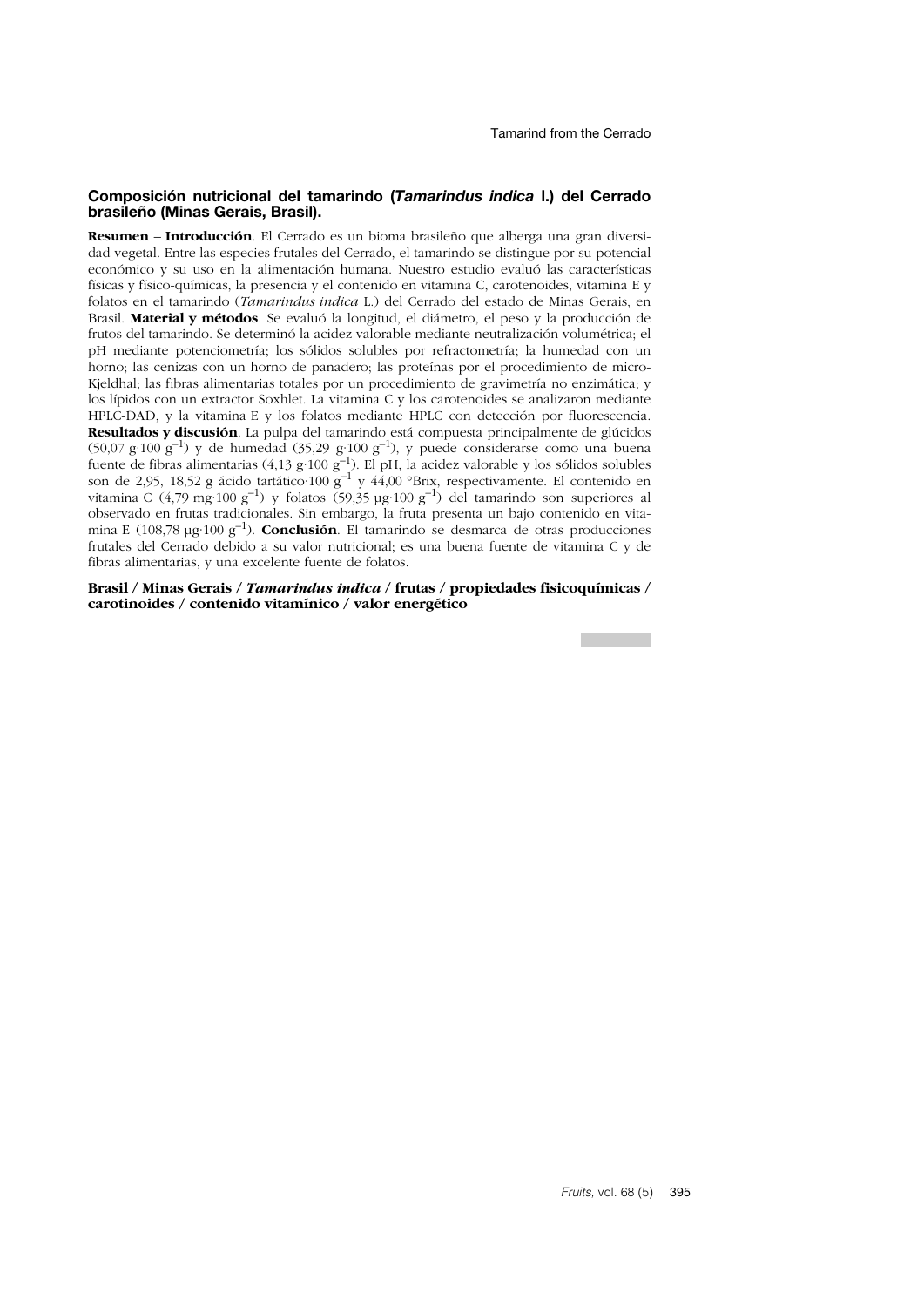### Composición nutricional del tamarindo (*Tamarindus indica* l.) del Cerrado brasileño (Minas Gerais, Brasil).

**Resumen** – **Introducción**. El Cerrado es un bioma brasileño que alberga una gran diversidad vegetal. Entre las especies frutales del Cerrado, el tamarindo se distingue por su potencial económico y su uso en la alimentación humana. Nuestro estudio evaluó las características físicas y físico-químicas, la presencia y el contenido en vitamina C, carotenoides, vitamina E y folatos en el tamarindo (*Tamarindus indica* L.) del Cerrado del estado de Minas Gerais, en Brasil. **Material y métodos**. Se evaluó la longitud, el diámetro, el peso y la producción de frutos del tamarindo. Se determinó la acidez valorable mediante neutralización volumétrica; el pH mediante potenciometría; los sólidos solubles por refractometría; la humedad con un horno; las cenizas con un horno de panadero; las proteínas por el procedimiento de micro-Kjeldhal; las fibras alimentarias totales por un procedimiento de gravimetría no enzimática; y los lípidos con un extractor Soxhlet. La vitamina C y los carotenoides se analizaron mediante HPLC-DAD, y la vitamina E y los folatos mediante HPLC con detección por fluorescencia. **Resultados y discusión**. La pulpa del tamarindo está compuesta principalmente de glúcidos (50,07 g·100 $g^{-1}$) y de humedad (35,29 g·100 $g^{-1}$), y puede considerarse como una buena fuente de fibras alimentarias (4,13 g·100 $g^{-1}$). El pH, la acidez valorable y los sólidos solubles son de 2,95, 18,52 g ácido tartático·100 $g^{-1}$ y 44,00 °Brix, respectivamente. El contenido en vitamina C (4,79 mg·100 $g^{-1}$) y folatos (59,35 µg·100 $g^{-1}$) del tamarindo son superiores al observado en frutas tradicionales. Sin embargo, la fruta presenta un bajo contenido en vitamina E (108,78 µg·100 $g^{-1}$). **Conclusión**. El tamarindo se desmarca de otras producciones frutales del Cerrado debido a su valor nutricional; es una buena fuente de vitamina C y de fibras alimentarias, y una excelente fuente de folatos.

**Brasil / Minas Gerais / *Tamarindus indica* / frutas / propiedades fisicoquímicas / carotinoides / contenido vitamínico / valor energético**